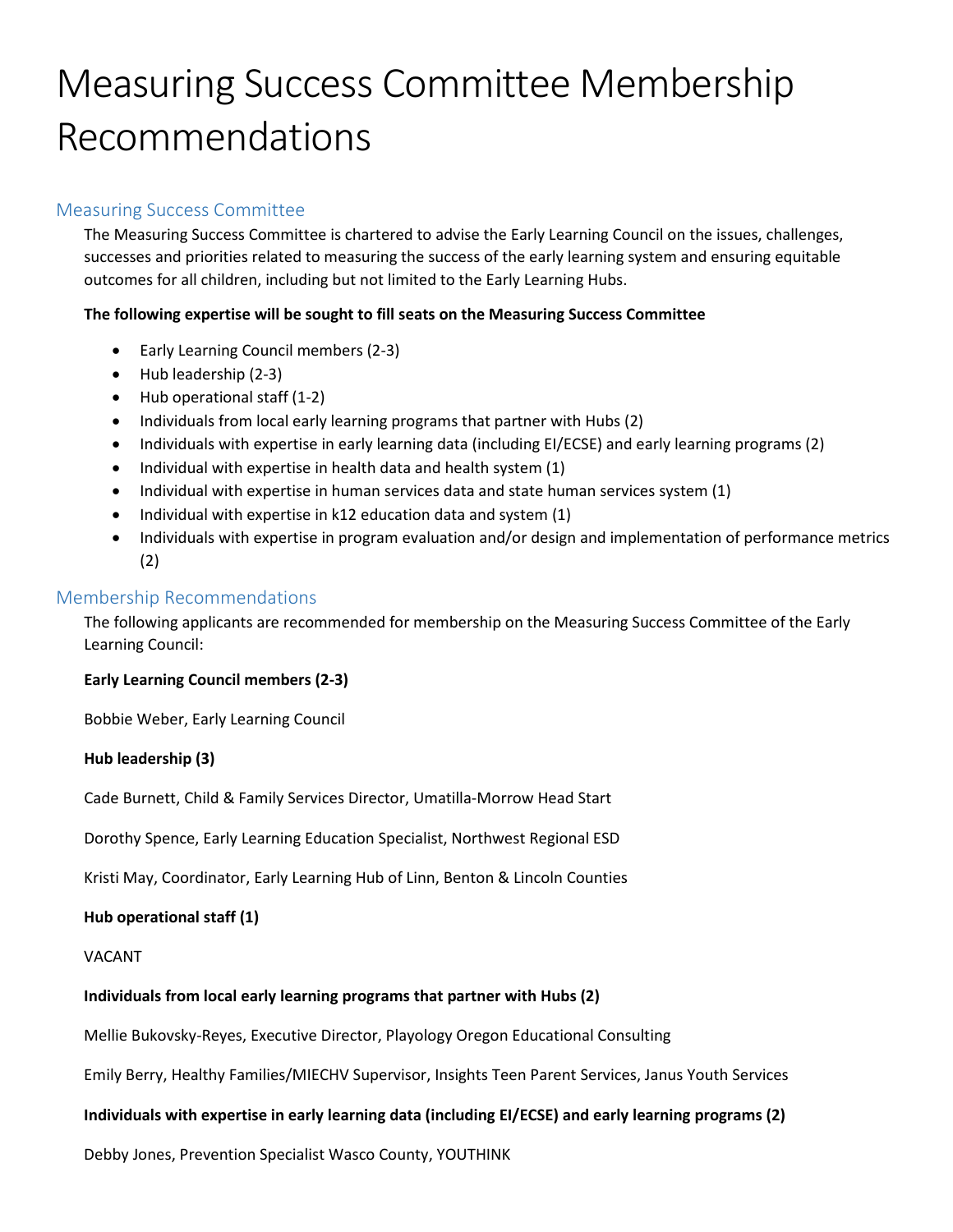# Measuring Success Committee Membership Recommendations

## Measuring Success Committee

The Measuring Success Committee is chartered to advise the Early Learning Council on the issues, challenges, successes and priorities related to measuring the success of the early learning system and ensuring equitable outcomes for all children, including but not limited to the Early Learning Hubs.

**The following expertise will be sought to fill seats on the Measuring Success Committee**

- Early Learning Council members (2-3)
- Hub leadership (2-3)
- Hub operational staff (1-2)
- Individuals from local early learning programs that partner with Hubs (2)
- Individuals with expertise in early learning data (including EI/ECSE) and early learning programs (2)
- Individual with expertise in health data and health system (1)
- Individual with expertise in human services data and state human services system (1)
- Individual with expertise in k12 education data and system (1)
- Individuals with expertise in program evaluation and/or design and implementation of performance metrics (2)

## Membership Recommendations

The following applicants are recommended for membership on the Measuring Success Committee of the Early Learning Council:

**Early Learning Council members (2-3)**

Bobbie Weber, Early Learning Council

**Hub leadership (3)**

Cade Burnett, Child & Family Services Director, Umatilla-Morrow Head Start

Dorothy Spence, Early Learning Education Specialist, Northwest Regional ESD

Kristi May, Coordinator, Early Learning Hub of Linn, Benton & Lincoln Counties

**Hub operational staff (1)**

VACANT

**Individuals from local early learning programs that partner with Hubs (2)**

Mellie Bukovsky-Reyes, Executive Director, Playology Oregon Educational Consulting

Emily Berry, Healthy Families/MIECHV Supervisor, Insights Teen Parent Services, Janus Youth Services

**Individuals with expertise in early learning data (including EI/ECSE) and early learning programs (2)**

Debby Jones, Prevention Specialist Wasco County, YOUTHINK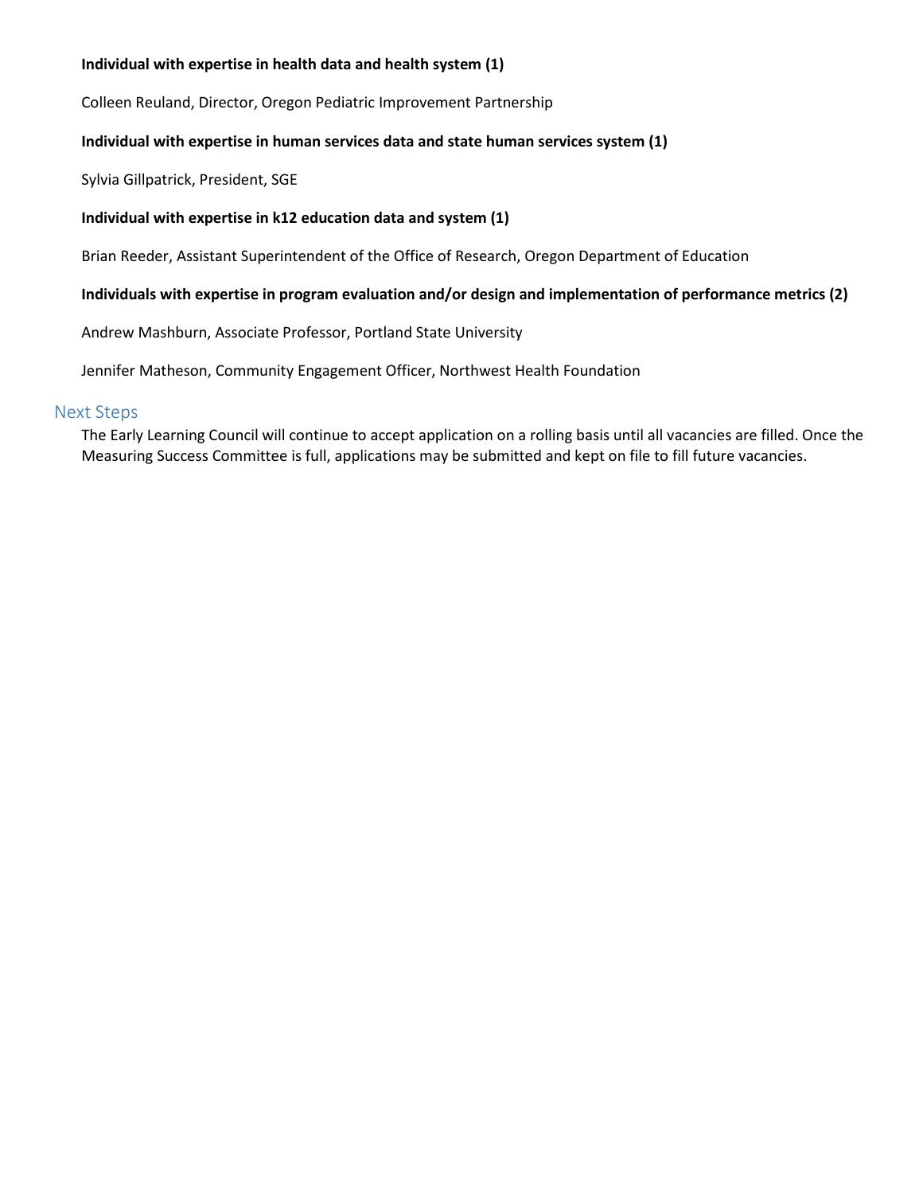**Individual with expertise in health data and health system (1)**

Colleen Reuland, Director, Oregon Pediatric Improvement Partnership

**Individual with expertise in human services data and state human services system (1)**

Sylvia Gillpatrick, President, SGE

**Individual with expertise in k12 education data and system (1)**

Brian Reeder, Assistant Superintendent of the Office of Research, Oregon Department of Education

**Individuals with expertise in program evaluation and/or design and implementation of performance metrics (2)**

Andrew Mashburn, Associate Professor, Portland State University

Jennifer Matheson, Community Engagement Officer, Northwest Health Foundation

## Next Steps

The Early Learning Council will continue to accept application on a rolling basis until all vacancies are filled. Once the Measuring Success Committee is full, applications may be submitted and kept on file to fill future vacancies.